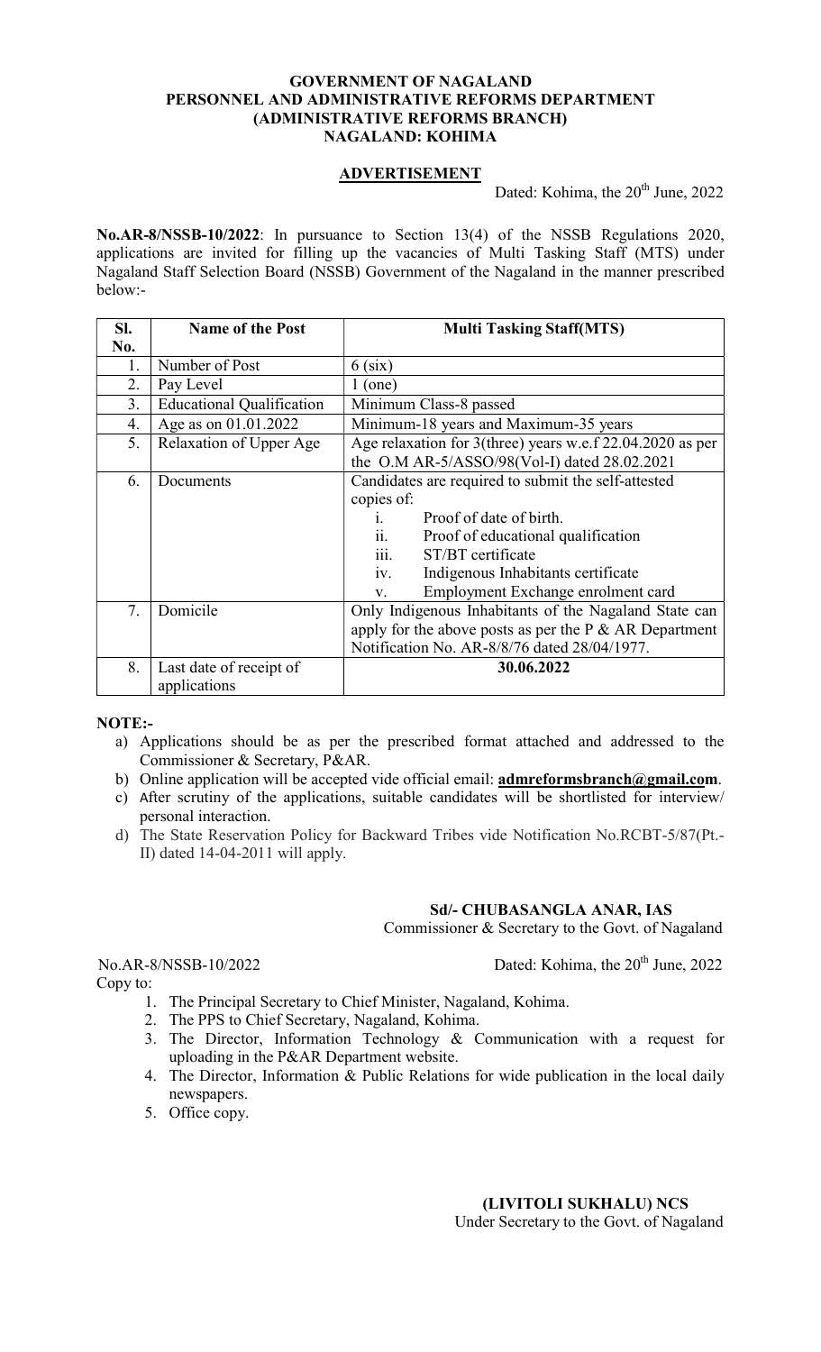**GOVERNMENT OF NAGALAND**
**PERSONNEL AND ADMINISTRATIVE REFORMS DEPARTMENT**
**(ADMINISTRATIVE REFORMS BRANCH)**
**NAGALAND: KOHIMA**

**ADVERTISEMENT**

Dated: Kohima, the 20th June, 2022

**No.AR-8/NSSB-10/2022**: In pursuance to Section 13(4) of the NSSB Regulations 2020, applications are invited for filling up the vacancies of Multi Tasking Staff (MTS) under Nagaland Staff Selection Board (NSSB) Government of the Nagaland in the manner prescribed below:-

| Sl. No. | Name of the Post | Multi Tasking Staff(MTS) |
|---|---|---|
| 1. | Number of Post | 6 (six) |
| 2. | Pay Level | 1 (one) |
| 3. | Educational Qualification | Minimum Class-8 passed |
| 4. | Age as on 01.01.2022 | Minimum-18 years and Maximum-35 years |
| 5. | Relaxation of Upper Age | Age relaxation for 3(three) years w.e.f 22.04.2020 as per the O.M AR-5/ASSO/98(Vol-I) dated 28.02.2021 |
| 6. | Documents | Candidates are required to submit the self-attested copies of: i. Proof of date of birth. ii. Proof of educational qualification iii. ST/BT certificate iv. Indigenous Inhabitants certificate v. Employment Exchange enrolment card |
| 7. | Domicile | Only Indigenous Inhabitants of the Nagaland State can apply for the above posts as per the P & AR Department Notification No. AR-8/8/76 dated 28/04/1977. |
| 8. | Last date of receipt of applications | **30.06.2022** |

**NOTE:-**

a) Applications should be as per the prescribed format attached and addressed to the Commissioner & Secretary, P&AR.
b) Online application will be accepted vide official email: **admreformsbranch@gmail.com**.
c) After scrutiny of the applications, suitable candidates will be shortlisted for interview/ personal interaction.
d) The State Reservation Policy for Backward Tribes vide Notification No.RCBT-5/87(Pt.-II) dated 14-04-2011 will apply.

**Sd/- CHUBASANGLA ANAR, IAS**
Commissioner & Secretary to the Govt. of Nagaland

No.AR-8/NSSB-10/2022 Dated: Kohima, the 20th June, 2022

Copy to:

1. The Principal Secretary to Chief Minister, Nagaland, Kohima.
2. The PPS to Chief Secretary, Nagaland, Kohima.
3. The Director, Information Technology & Communication with a request for uploading in the P&AR Department website.
4. The Director, Information & Public Relations for wide publication in the local daily newspapers.
5. Office copy.

**(LIVITOLI SUKHALU) NCS**
Under Secretary to the Govt. of Nagaland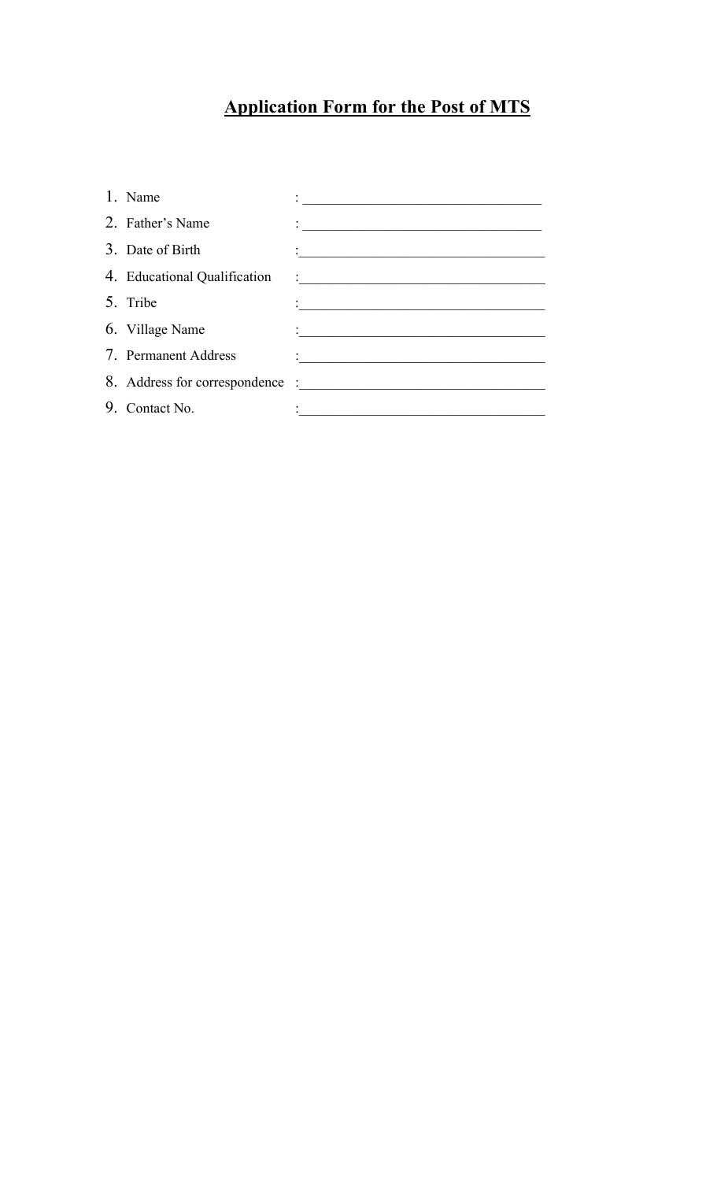# Application Form for the Post of MTS

1. Name : ________________________________
2. Father's Name : ________________________________
3. Date of Birth : ________________________________
4. Educational Qualification : ________________________________
5. Tribe : ________________________________
6. Village Name : ________________________________
7. Permanent Address : ________________________________
8. Address for correspondence : ________________________________
9. Contact No. : ________________________________